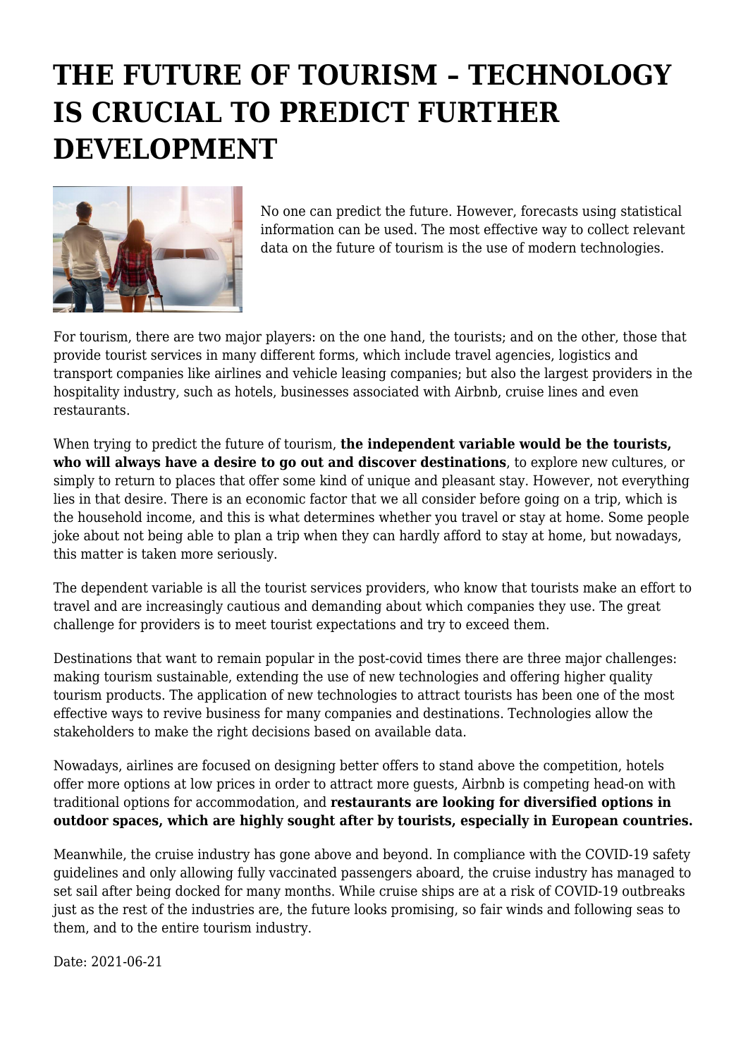# THE FUTURE OF TOURISM – TECHNOLOGY IS CRUCIAL TO PREDICT FURTHER DEVELOPMENT

No one can predict the future. However, forecasts using statistical information can be used. The most effective way to collect relevant data on the future of tourism is the use of modern technologies.

For tourism, there are two major players: on the one hand, the tourists; and on the other, those that provide tourist services in many different forms, which include travel agencies, logistics and transport companies like airlines and vehicle leasing companies; but also the largest providers in the hospitality industry, such as hotels, businesses associated with Airbnb, cruise lines and even restaurants.

When trying to predict the future of tourism, **the independent variable would be the tourists, who will always have a desire to go out and discover destinations**, to explore new cultures, or simply to return to places that offer some kind of unique and pleasant stay. However, not everything lies in that desire. There is an economic factor that we all consider before going on a trip, which is the household income, and this is what determines whether you travel or stay at home. Some people joke about not being able to plan a trip when they can hardly afford to stay at home, but nowadays, this matter is taken more seriously.

The dependent variable is all the tourist services providers, who know that tourists make an effort to travel and are increasingly cautious and demanding about which companies they use. The great challenge for providers is to meet tourist expectations and try to exceed them.

Destinations that want to remain popular in the post-covid times there are three major challenges: making tourism sustainable, extending the use of new technologies and offering higher quality tourism products. The application of new technologies to attract tourists has been one of the most effective ways to revive business for many companies and destinations. Technologies allow the stakeholders to make the right decisions based on available data.

Nowadays, airlines are focused on designing better offers to stand above the competition, hotels offer more options at low prices in order to attract more guests, Airbnb is competing head-on with traditional options for accommodation, and **restaurants are looking for diversified options in outdoor spaces, which are highly sought after by tourists, especially in European countries.**

Meanwhile, the cruise industry has gone above and beyond. In compliance with the COVID-19 safety guidelines and only allowing fully vaccinated passengers aboard, the cruise industry has managed to set sail after being docked for many months. While cruise ships are at a risk of COVID-19 outbreaks just as the rest of the industries are, the future looks promising, so fair winds and following seas to them, and to the entire tourism industry.

Date: 2021-06-21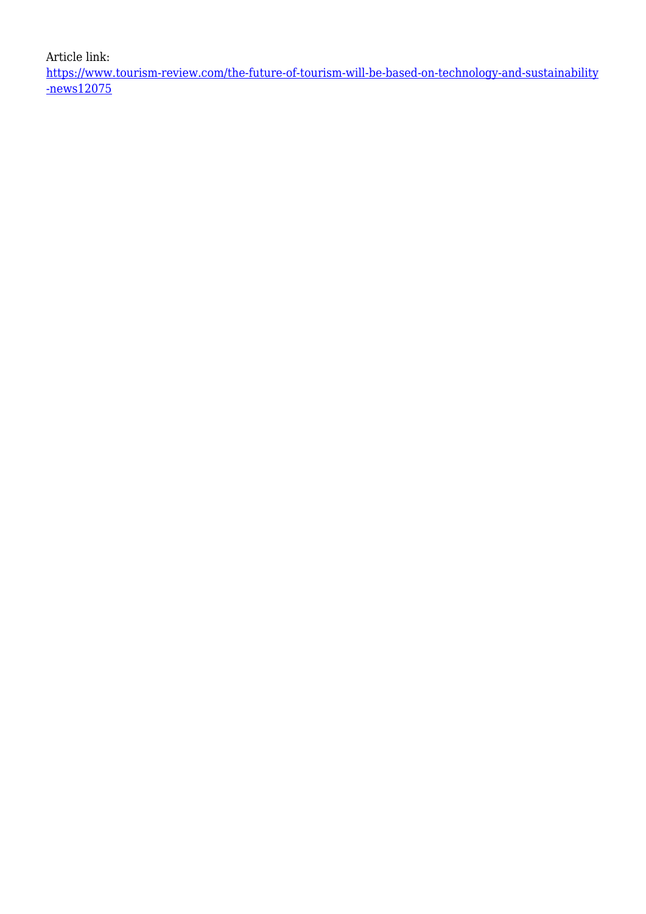Article link:
https://www.tourism-review.com/the-future-of-tourism-will-be-based-on-technology-and-sustainability-news12075